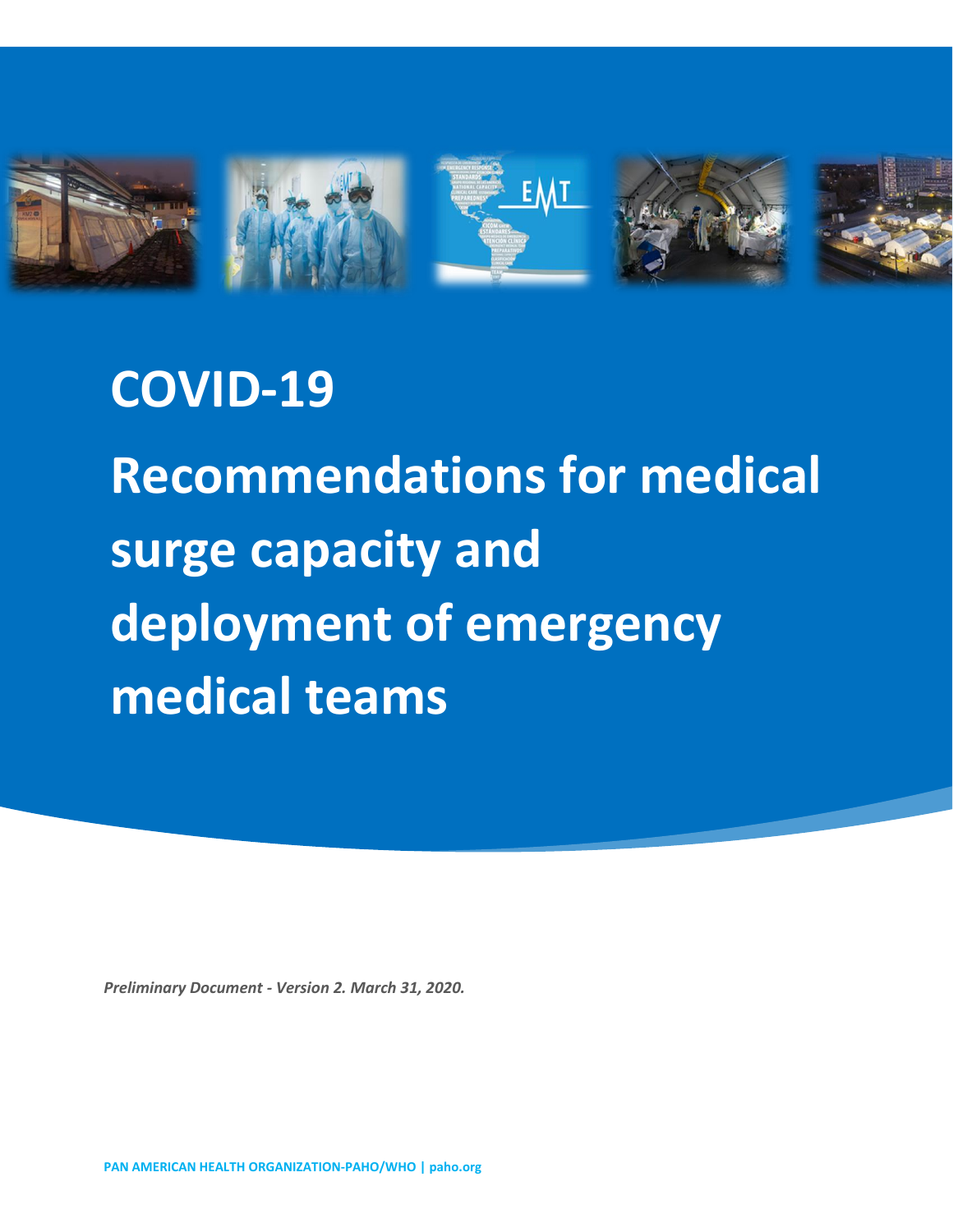# COVID-19

# Recommendations for medical surge capacity and deployment of emergency medical teams

*Preliminary Document - Version 2. March 31, 2020.*

PAN AMERICAN HEALTH ORGANIZATION-PAHO/WHO | paho.org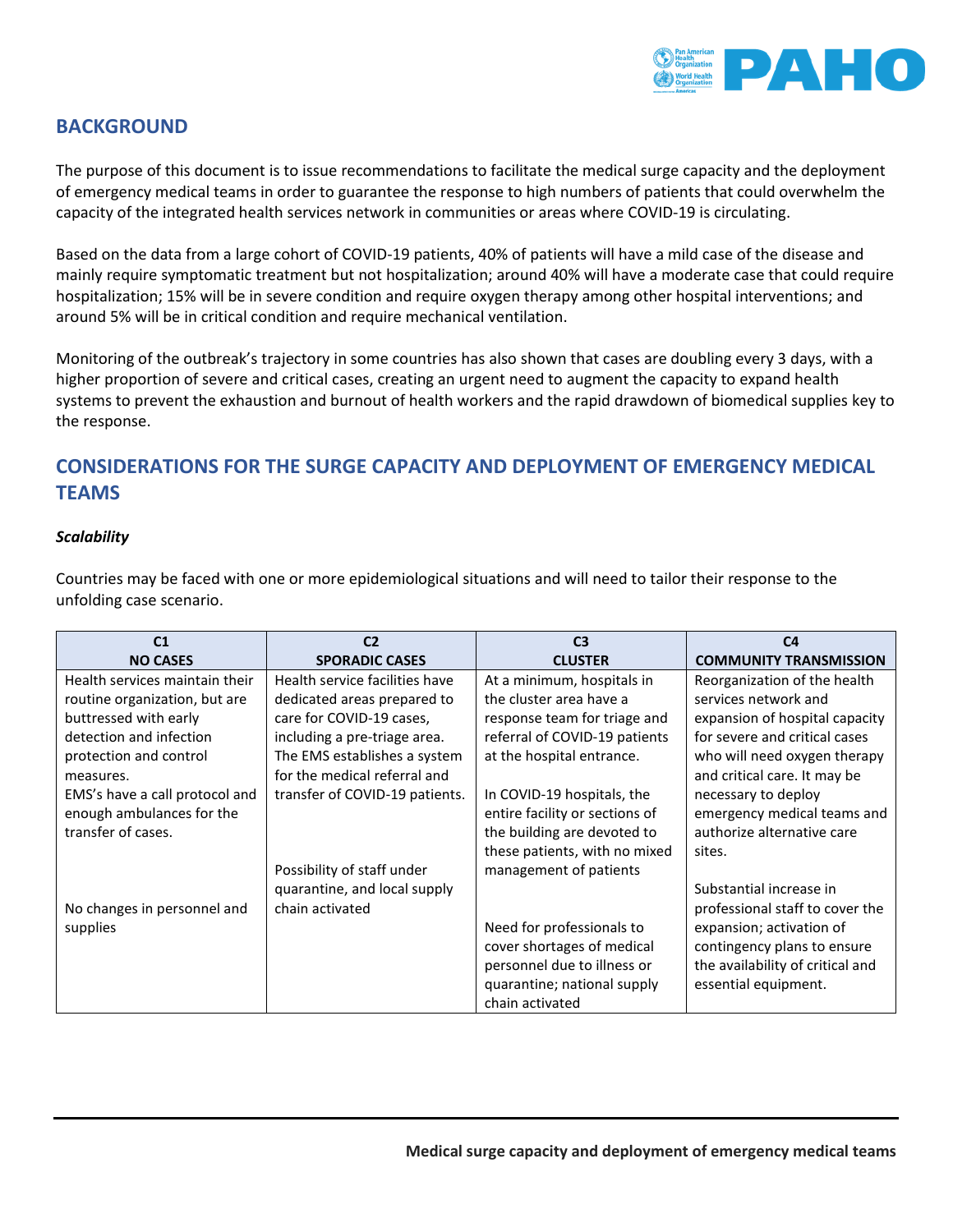## BACKGROUND

The purpose of this document is to issue recommendations to facilitate the medical surge capacity and the deployment of emergency medical teams in order to guarantee the response to high numbers of patients that could overwhelm the capacity of the integrated health services network in communities or areas where COVID-19 is circulating.

Based on the data from a large cohort of COVID-19 patients, 40% of patients will have a mild case of the disease and mainly require symptomatic treatment but not hospitalization; around 40% will have a moderate case that could require hospitalization; 15% will be in severe condition and require oxygen therapy among other hospital interventions; and around 5% will be in critical condition and require mechanical ventilation.

Monitoring of the outbreak's trajectory in some countries has also shown that cases are doubling every 3 days, with a higher proportion of severe and critical cases, creating an urgent need to augment the capacity to expand health systems to prevent the exhaustion and burnout of health workers and the rapid drawdown of biomedical supplies key to the response.

## CONSIDERATIONS FOR THE SURGE CAPACITY AND DEPLOYMENT OF EMERGENCY MEDICAL TEAMS

### *Scalability*

Countries may be faced with one or more epidemiological situations and will need to tailor their response to the unfolding case scenario.

| C1<br>NO CASES | C2<br>SPORADIC CASES | C3<br>CLUSTER | C4<br>COMMUNITY TRANSMISSION |
|---|---|---|---|
| Health services maintain their routine organization, but are buttressed with early detection and infection protection and control measures.<br>EMS's have a call protocol and enough ambulances for the transfer of cases.<br><br>No changes in personnel and supplies | Health service facilities have dedicated areas prepared to care for COVID-19 cases, including a pre-triage area. The EMS establishes a system for the medical referral and transfer of COVID-19 patients.<br><br>Possibility of staff under quarantine, and local supply chain activated | At a minimum, hospitals in the cluster area have a response team for triage and referral of COVID-19 patients at the hospital entrance.<br><br>In COVID-19 hospitals, the entire facility or sections of the building are devoted to these patients, with no mixed management of patients<br><br>Need for professionals to cover shortages of medical personnel due to illness or quarantine; national supply chain activated | Reorganization of the health services network and expansion of hospital capacity for severe and critical cases who will need oxygen therapy and critical care. It may be necessary to deploy emergency medical teams and authorize alternative care sites.<br><br>Substantial increase in professional staff to cover the expansion; activation of contingency plans to ensure the availability of critical and essential equipment. |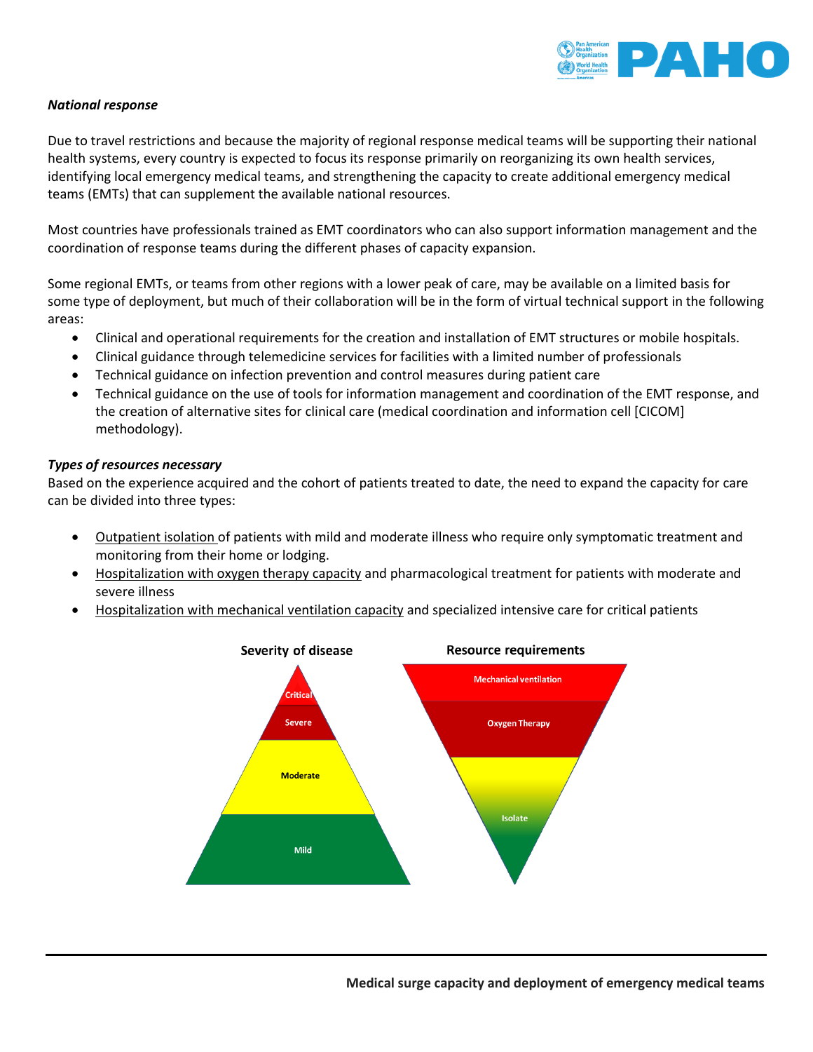*National response*

Due to travel restrictions and because the majority of regional response medical teams will be supporting their national health systems, every country is expected to focus its response primarily on reorganizing its own health services, identifying local emergency medical teams, and strengthening the capacity to create additional emergency medical teams (EMTs) that can supplement the available national resources.

Most countries have professionals trained as EMT coordinators who can also support information management and the coordination of response teams during the different phases of capacity expansion.

Some regional EMTs, or teams from other regions with a lower peak of care, may be available on a limited basis for some type of deployment, but much of their collaboration will be in the form of virtual technical support in the following areas:

- Clinical and operational requirements for the creation and installation of EMT structures or mobile hospitals.
- Clinical guidance through telemedicine services for facilities with a limited number of professionals
- Technical guidance on infection prevention and control measures during patient care
- Technical guidance on the use of tools for information management and coordination of the EMT response, and the creation of alternative sites for clinical care (medical coordination and information cell [CICOM] methodology).

*Types of resources necessary*

Based on the experience acquired and the cohort of patients treated to date, the need to expand the capacity for care can be divided into three types:

- Outpatient isolation of patients with mild and moderate illness who require only symptomatic treatment and monitoring from their home or lodging.
- Hospitalization with oxygen therapy capacity and pharmacological treatment for patients with moderate and severe illness
- Hospitalization with mechanical ventilation capacity and specialized intensive care for critical patients

**Severity of disease** — Critical, Severe, Moderate, Mild

**Resource requirements** — Mechanical ventilation, Oxygen Therapy, Isolate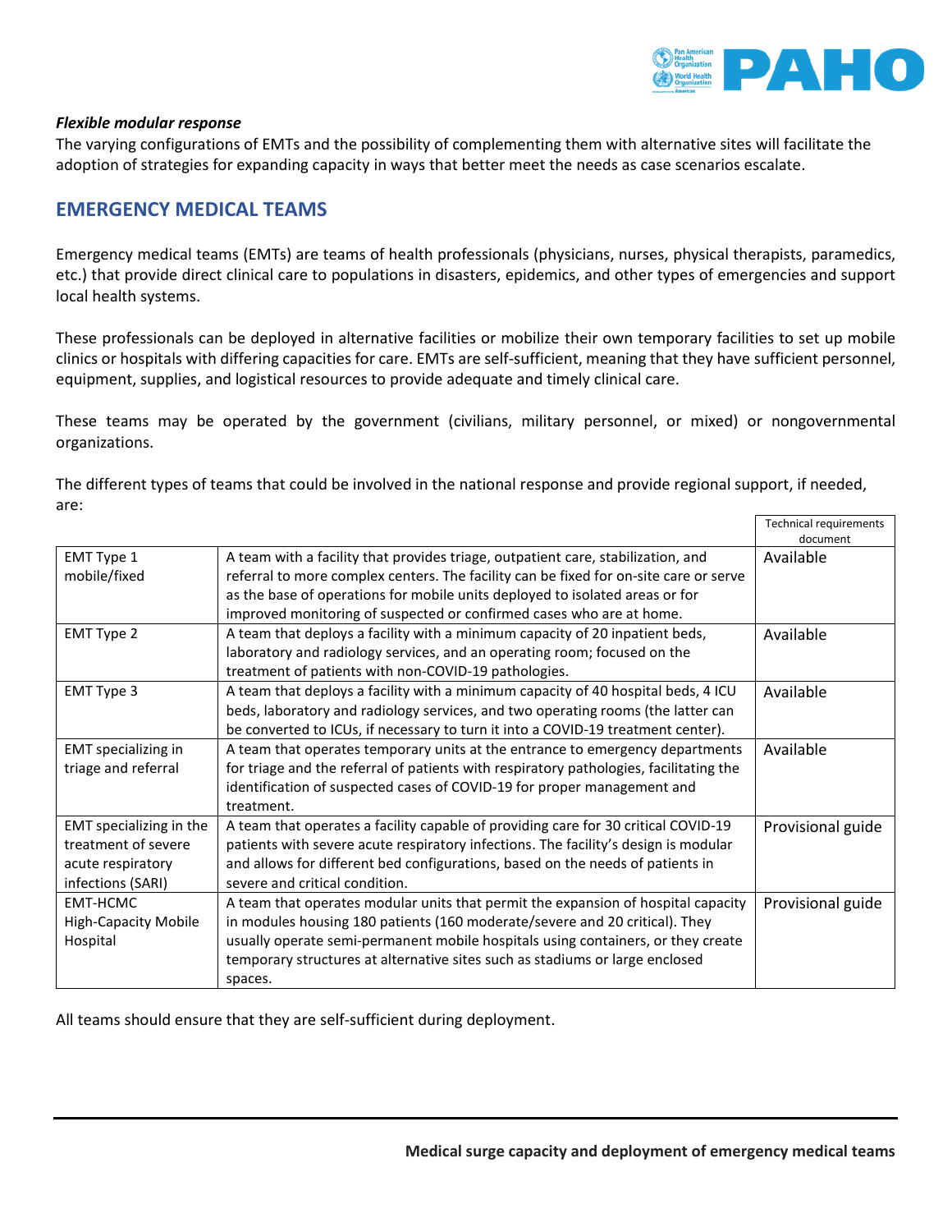***Flexible modular response***

The varying configurations of EMTs and the possibility of complementing them with alternative sites will facilitate the adoption of strategies for expanding capacity in ways that better meet the needs as case scenarios escalate.

## EMERGENCY MEDICAL TEAMS

Emergency medical teams (EMTs) are teams of health professionals (physicians, nurses, physical therapists, paramedics, etc.) that provide direct clinical care to populations in disasters, epidemics, and other types of emergencies and support local health systems.

These professionals can be deployed in alternative facilities or mobilize their own temporary facilities to set up mobile clinics or hospitals with differing capacities for care. EMTs are self-sufficient, meaning that they have sufficient personnel, equipment, supplies, and logistical resources to provide adequate and timely clinical care.

These teams may be operated by the government (civilians, military personnel, or mixed) or nongovernmental organizations.

The different types of teams that could be involved in the national response and provide regional support, if needed, are:

| | | Technical requirements document |
|---|---|---|
| EMT Type 1 mobile/fixed | A team with a facility that provides triage, outpatient care, stabilization, and referral to more complex centers. The facility can be fixed for on-site care or serve as the base of operations for mobile units deployed to isolated areas or for improved monitoring of suspected or confirmed cases who are at home. | Available |
| EMT Type 2 | A team that deploys a facility with a minimum capacity of 20 inpatient beds, laboratory and radiology services, and an operating room; focused on the treatment of patients with non-COVID-19 pathologies. | Available |
| EMT Type 3 | A team that deploys a facility with a minimum capacity of 40 hospital beds, 4 ICU beds, laboratory and radiology services, and two operating rooms (the latter can be converted to ICUs, if necessary to turn it into a COVID-19 treatment center). | Available |
| EMT specializing in triage and referral | A team that operates temporary units at the entrance to emergency departments for triage and the referral of patients with respiratory pathologies, facilitating the identification of suspected cases of COVID-19 for proper management and treatment. | Available |
| EMT specializing in the treatment of severe acute respiratory infections (SARI) | A team that operates a facility capable of providing care for 30 critical COVID-19 patients with severe acute respiratory infections. The facility's design is modular and allows for different bed configurations, based on the needs of patients in severe and critical condition. | Provisional guide |
| EMT-HCMC High-Capacity Mobile Hospital | A team that operates modular units that permit the expansion of hospital capacity in modules housing 180 patients (160 moderate/severe and 20 critical). They usually operate semi-permanent mobile hospitals using containers, or they create temporary structures at alternative sites such as stadiums or large enclosed spaces. | Provisional guide |

All teams should ensure that they are self-sufficient during deployment.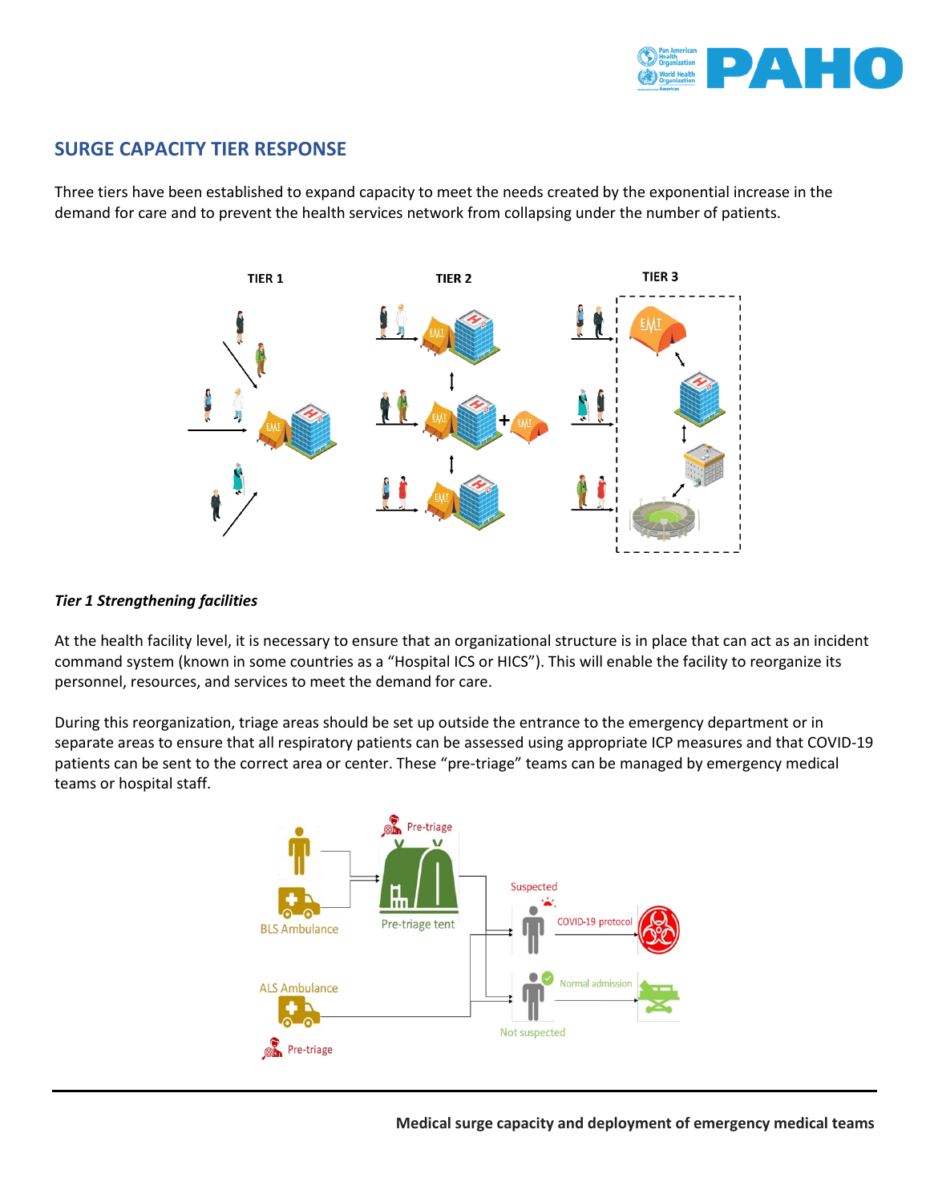## SURGE CAPACITY TIER RESPONSE

Three tiers have been established to expand capacity to meet the needs created by the exponential increase in the demand for care and to prevent the health services network from collapsing under the number of patients.

*Tier 1 Strengthening facilities*

At the health facility level, it is necessary to ensure that an organizational structure is in place that can act as an incident command system (known in some countries as a "Hospital ICS or HICS"). This will enable the facility to reorganize its personnel, resources, and services to meet the demand for care.

During this reorganization, triage areas should be set up outside the entrance to the emergency department or in separate areas to ensure that all respiratory patients can be assessed using appropriate ICP measures and that COVID-19 patients can be sent to the correct area or center. These "pre-triage" teams can be managed by emergency medical teams or hospital staff.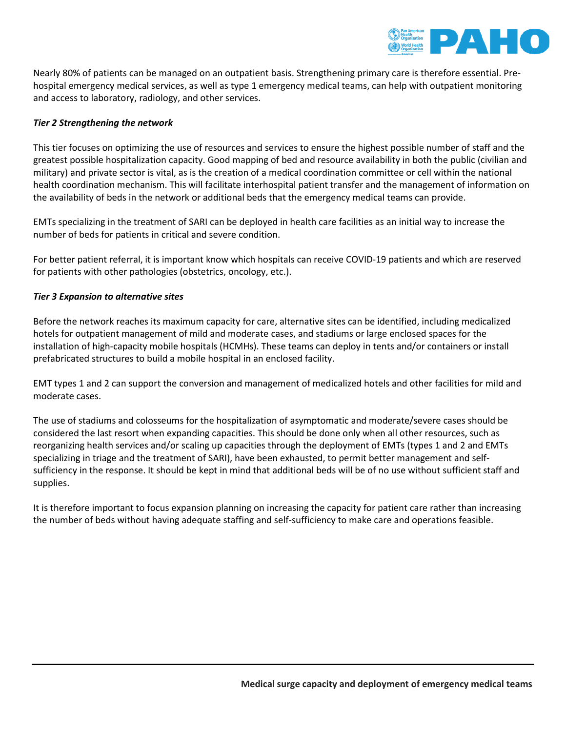Nearly 80% of patients can be managed on an outpatient basis. Strengthening primary care is therefore essential. Pre-hospital emergency medical services, as well as type 1 emergency medical teams, can help with outpatient monitoring and access to laboratory, radiology, and other services.

***Tier 2 Strengthening the network***

This tier focuses on optimizing the use of resources and services to ensure the highest possible number of staff and the greatest possible hospitalization capacity. Good mapping of bed and resource availability in both the public (civilian and military) and private sector is vital, as is the creation of a medical coordination committee or cell within the national health coordination mechanism. This will facilitate interhospital patient transfer and the management of information on the availability of beds in the network or additional beds that the emergency medical teams can provide.

EMTs specializing in the treatment of SARI can be deployed in health care facilities as an initial way to increase the number of beds for patients in critical and severe condition.

For better patient referral, it is important know which hospitals can receive COVID-19 patients and which are reserved for patients with other pathologies (obstetrics, oncology, etc.).

***Tier 3 Expansion to alternative sites***

Before the network reaches its maximum capacity for care, alternative sites can be identified, including medicalized hotels for outpatient management of mild and moderate cases, and stadiums or large enclosed spaces for the installation of high-capacity mobile hospitals (HCMHs). These teams can deploy in tents and/or containers or install prefabricated structures to build a mobile hospital in an enclosed facility.

EMT types 1 and 2 can support the conversion and management of medicalized hotels and other facilities for mild and moderate cases.

The use of stadiums and colosseums for the hospitalization of asymptomatic and moderate/severe cases should be considered the last resort when expanding capacities. This should be done only when all other resources, such as reorganizing health services and/or scaling up capacities through the deployment of EMTs (types 1 and 2 and EMTs specializing in triage and the treatment of SARI), have been exhausted, to permit better management and self-sufficiency in the response. It should be kept in mind that additional beds will be of no use without sufficient staff and supplies.

It is therefore important to focus expansion planning on increasing the capacity for patient care rather than increasing the number of beds without having adequate staffing and self-sufficiency to make care and operations feasible.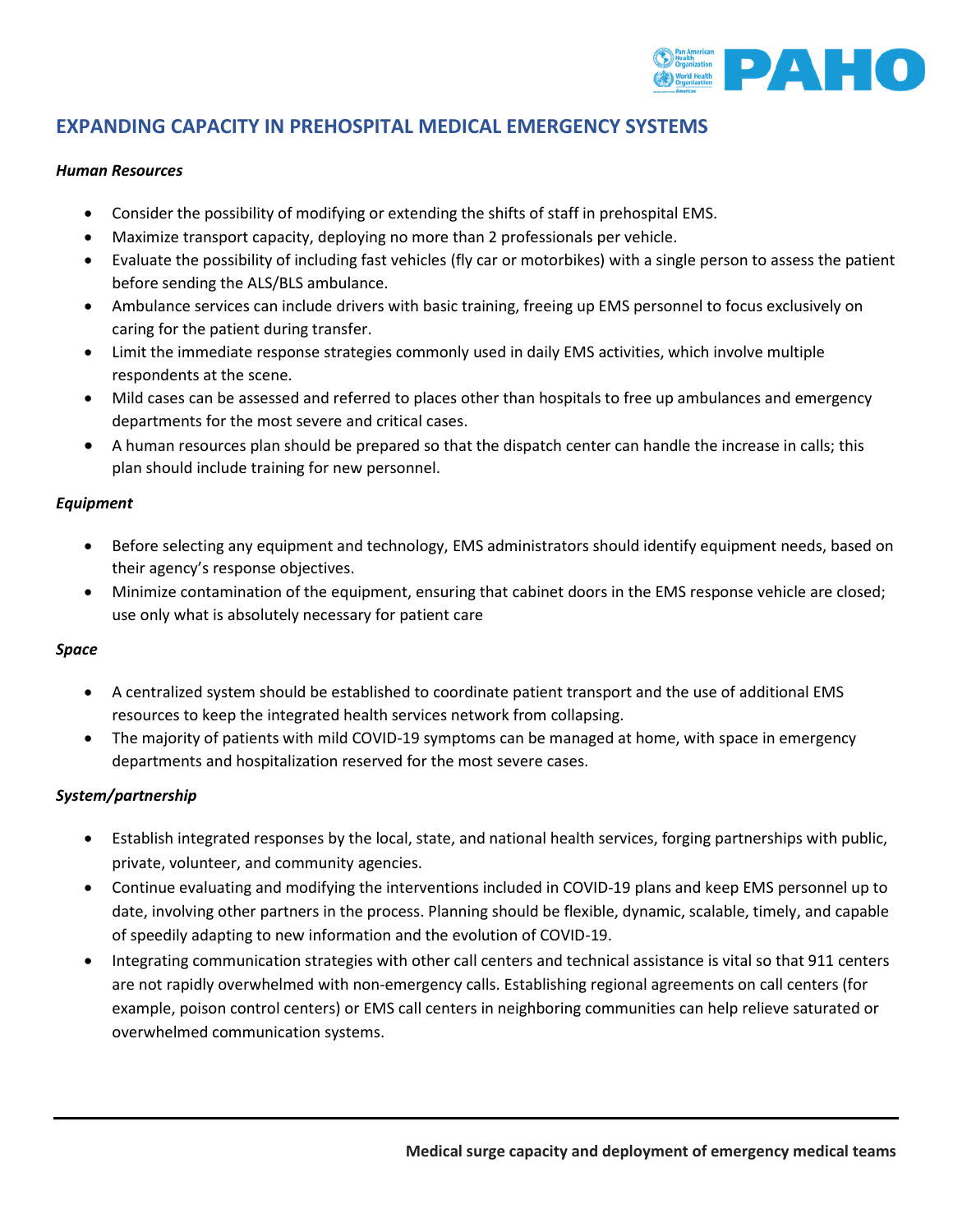## EXPANDING CAPACITY IN PREHOSPITAL MEDICAL EMERGENCY SYSTEMS

***Human Resources***

- Consider the possibility of modifying or extending the shifts of staff in prehospital EMS.
- Maximize transport capacity, deploying no more than 2 professionals per vehicle.
- Evaluate the possibility of including fast vehicles (fly car or motorbikes) with a single person to assess the patient before sending the ALS/BLS ambulance.
- Ambulance services can include drivers with basic training, freeing up EMS personnel to focus exclusively on caring for the patient during transfer.
- Limit the immediate response strategies commonly used in daily EMS activities, which involve multiple respondents at the scene.
- Mild cases can be assessed and referred to places other than hospitals to free up ambulances and emergency departments for the most severe and critical cases.
- A human resources plan should be prepared so that the dispatch center can handle the increase in calls; this plan should include training for new personnel.

***Equipment***

- Before selecting any equipment and technology, EMS administrators should identify equipment needs, based on their agency's response objectives.
- Minimize contamination of the equipment, ensuring that cabinet doors in the EMS response vehicle are closed; use only what is absolutely necessary for patient care

***Space***

- A centralized system should be established to coordinate patient transport and the use of additional EMS resources to keep the integrated health services network from collapsing.
- The majority of patients with mild COVID-19 symptoms can be managed at home, with space in emergency departments and hospitalization reserved for the most severe cases.

***System/partnership***

- Establish integrated responses by the local, state, and national health services, forging partnerships with public, private, volunteer, and community agencies.
- Continue evaluating and modifying the interventions included in COVID-19 plans and keep EMS personnel up to date, involving other partners in the process. Planning should be flexible, dynamic, scalable, timely, and capable of speedily adapting to new information and the evolution of COVID-19.
- Integrating communication strategies with other call centers and technical assistance is vital so that 911 centers are not rapidly overwhelmed with non-emergency calls. Establishing regional agreements on call centers (for example, poison control centers) or EMS call centers in neighboring communities can help relieve saturated or overwhelmed communication systems.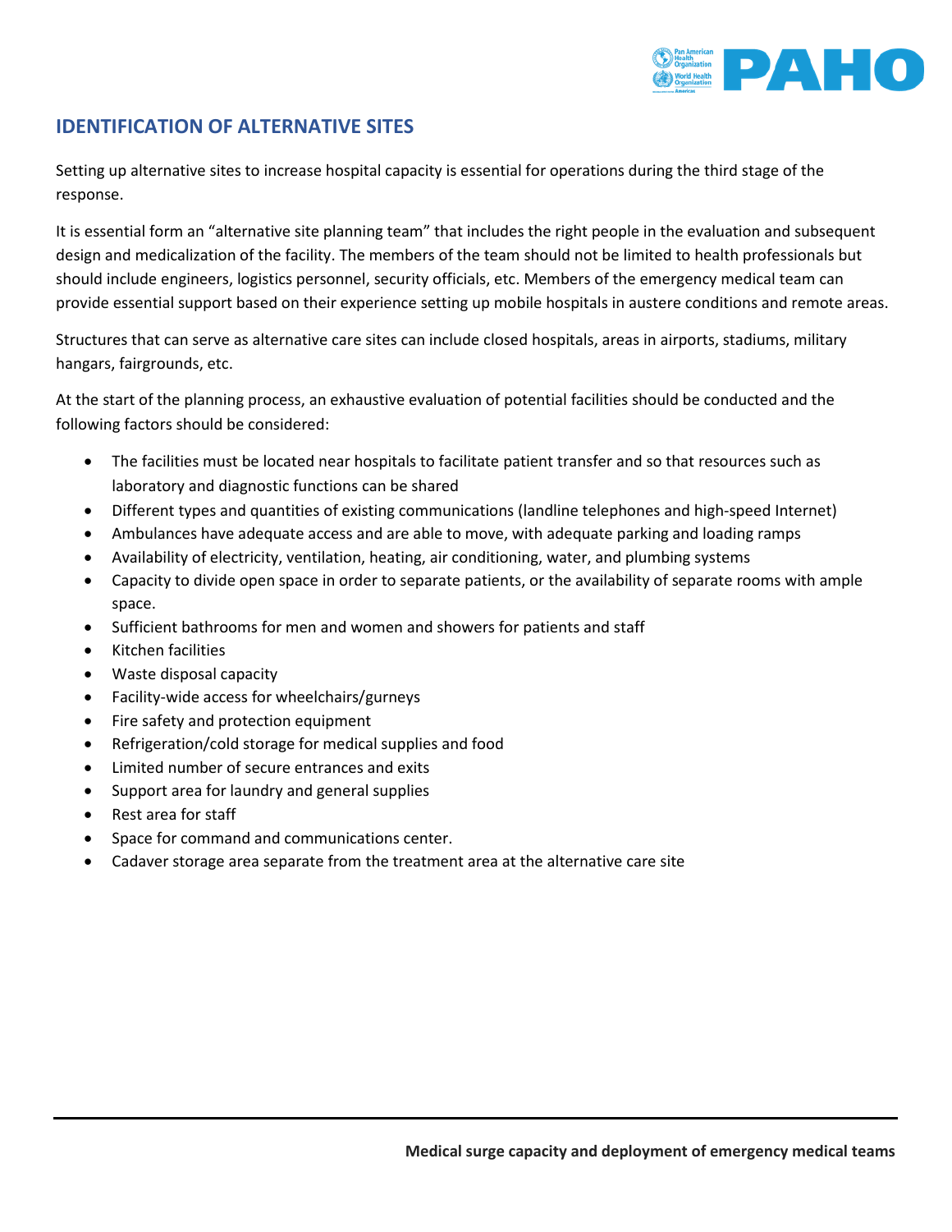## IDENTIFICATION OF ALTERNATIVE SITES

Setting up alternative sites to increase hospital capacity is essential for operations during the third stage of the response.

It is essential form an “alternative site planning team” that includes the right people in the evaluation and subsequent design and medicalization of the facility. The members of the team should not be limited to health professionals but should include engineers, logistics personnel, security officials, etc. Members of the emergency medical team can provide essential support based on their experience setting up mobile hospitals in austere conditions and remote areas.

Structures that can serve as alternative care sites can include closed hospitals, areas in airports, stadiums, military hangars, fairgrounds, etc.

At the start of the planning process, an exhaustive evaluation of potential facilities should be conducted and the following factors should be considered:

- The facilities must be located near hospitals to facilitate patient transfer and so that resources such as laboratory and diagnostic functions can be shared
- Different types and quantities of existing communications (landline telephones and high-speed Internet)
- Ambulances have adequate access and are able to move, with adequate parking and loading ramps
- Availability of electricity, ventilation, heating, air conditioning, water, and plumbing systems
- Capacity to divide open space in order to separate patients, or the availability of separate rooms with ample space.
- Sufficient bathrooms for men and women and showers for patients and staff
- Kitchen facilities
- Waste disposal capacity
- Facility-wide access for wheelchairs/gurneys
- Fire safety and protection equipment
- Refrigeration/cold storage for medical supplies and food
- Limited number of secure entrances and exits
- Support area for laundry and general supplies
- Rest area for staff
- Space for command and communications center.
- Cadaver storage area separate from the treatment area at the alternative care site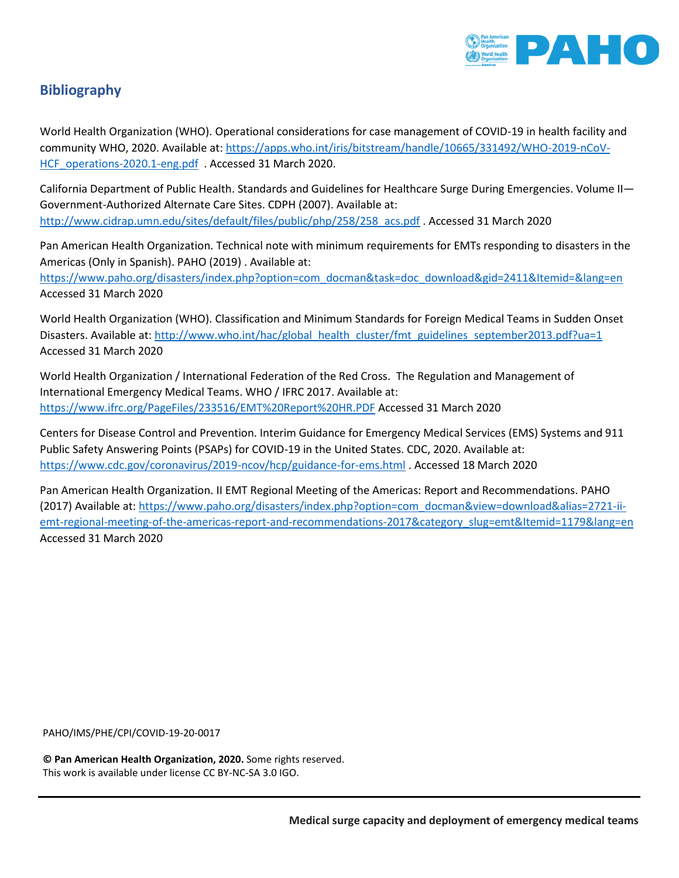## Bibliography

World Health Organization (WHO). Operational considerations for case management of COVID-19 in health facility and community WHO, 2020. Available at: https://apps.who.int/iris/bitstream/handle/10665/331492/WHO-2019-nCoV-HCF_operations-2020.1-eng.pdf . Accessed 31 March 2020.

California Department of Public Health. Standards and Guidelines for Healthcare Surge During Emergencies. Volume II—Government-Authorized Alternate Care Sites. CDPH (2007). Available at: http://www.cidrap.umn.edu/sites/default/files/public/php/258/258_acs.pdf . Accessed 31 March 2020

Pan American Health Organization. Technical note with minimum requirements for EMTs responding to disasters in the Americas (Only in Spanish). PAHO (2019) . Available at: https://www.paho.org/disasters/index.php?option=com_docman&task=doc_download&gid=2411&Itemid=&lang=en Accessed 31 March 2020

World Health Organization (WHO). Classification and Minimum Standards for Foreign Medical Teams in Sudden Onset Disasters. Available at: http://www.who.int/hac/global_health_cluster/fmt_guidelines_september2013.pdf?ua=1 Accessed 31 March 2020

World Health Organization / International Federation of the Red Cross. The Regulation and Management of International Emergency Medical Teams. WHO / IFRC 2017. Available at: https://www.ifrc.org/PageFiles/233516/EMT%20Report%20HR.PDF Accessed 31 March 2020

Centers for Disease Control and Prevention. Interim Guidance for Emergency Medical Services (EMS) Systems and 911 Public Safety Answering Points (PSAPs) for COVID-19 in the United States. CDC, 2020. Available at: https://www.cdc.gov/coronavirus/2019-ncov/hcp/guidance-for-ems.html . Accessed 18 March 2020

Pan American Health Organization. II EMT Regional Meeting of the Americas: Report and Recommendations. PAHO (2017) Available at: https://www.paho.org/disasters/index.php?option=com_docman&view=download&alias=2721-ii-emt-regional-meeting-of-the-americas-report-and-recommendations-2017&category_slug=emt&Itemid=1179&lang=en Accessed 31 March 2020

PAHO/IMS/PHE/CPI/COVID-19-20-0017

**© Pan American Health Organization, 2020.** Some rights reserved.
This work is available under license CC BY-NC-SA 3.0 IGO.